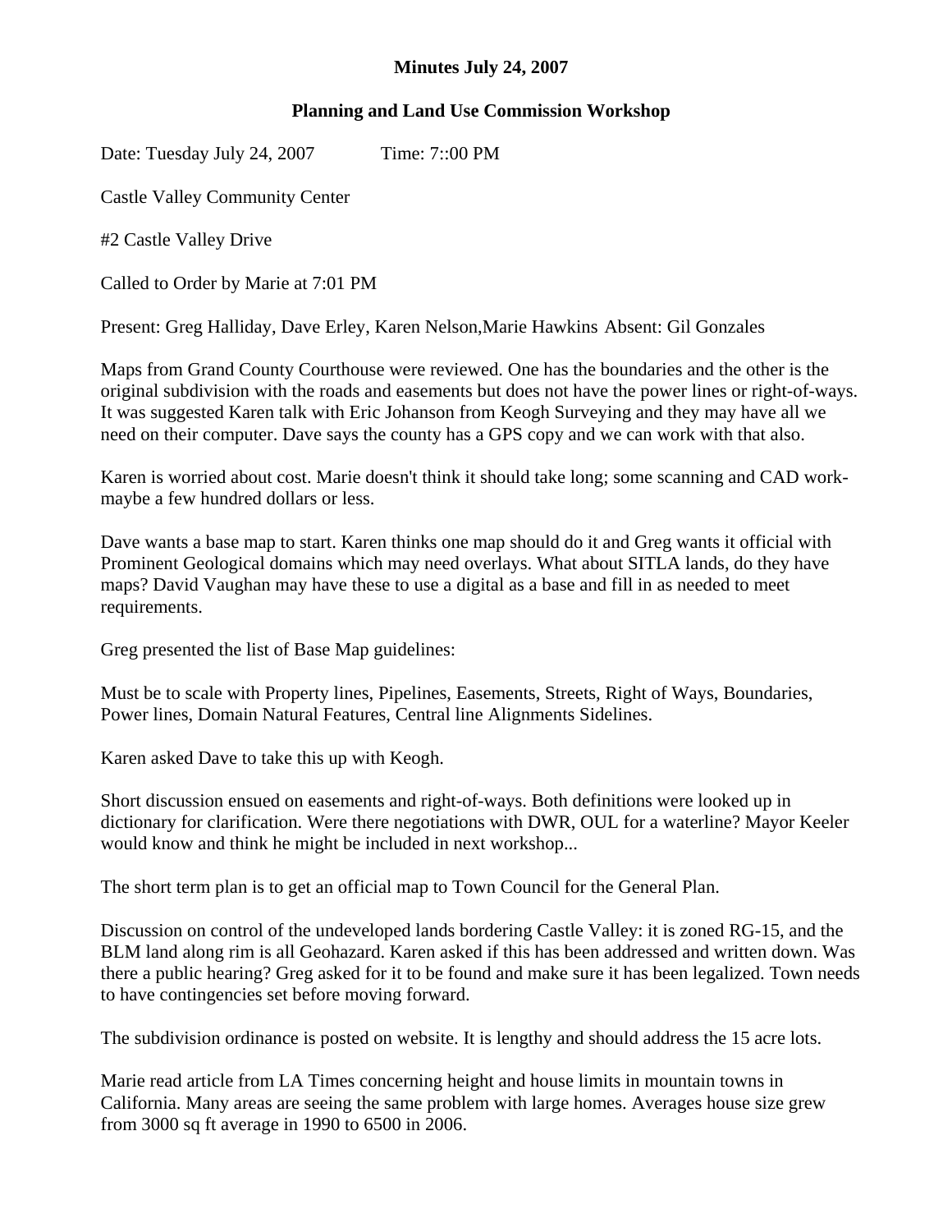**Minutes July 24, 2007**

**Planning and Land Use Commission Workshop**

Date: Tuesday July 24, 2007 Time: 7::00 PM

Castle Valley Community Center

#2 Castle Valley Drive

Called to Order by Marie at 7:01 PM

Present: Greg Halliday, Dave Erley, Karen Nelson,Marie Hawkins Absent: Gil Gonzales

Maps from Grand County Courthouse were reviewed. One has the boundaries and the other is the original subdivision with the roads and easements but does not have the power lines or right-of-ways. It was suggested Karen talk with Eric Johanson from Keogh Surveying and they may have all we need on their computer. Dave says the county has a GPS copy and we can work with that also.

Karen is worried about cost. Marie doesn't think it should take long; some scanning and CAD work-maybe a few hundred dollars or less.

Dave wants a base map to start. Karen thinks one map should do it and Greg wants it official with Prominent Geological domains which may need overlays. What about SITLA lands, do they have maps? David Vaughan may have these to use a digital as a base and fill in as needed to meet requirements.

Greg presented the list of Base Map guidelines:

Must be to scale with Property lines, Pipelines, Easements, Streets, Right of Ways, Boundaries, Power lines, Domain Natural Features, Central line Alignments Sidelines.

Karen asked Dave to take this up with Keogh.

Short discussion ensued on easements and right-of-ways. Both definitions were looked up in dictionary for clarification. Were there negotiations with DWR, OUL for a waterline? Mayor Keeler would know and think he might be included in next workshop...

The short term plan is to get an official map to Town Council for the General Plan.

Discussion on control of the undeveloped lands bordering Castle Valley: it is zoned RG-15, and the BLM land along rim is all Geohazard. Karen asked if this has been addressed and written down. Was there a public hearing? Greg asked for it to be found and make sure it has been legalized. Town needs to have contingencies set before moving forward.

The subdivision ordinance is posted on website. It is lengthy and should address the 15 acre lots.

Marie read article from LA Times concerning height and house limits in mountain towns in California. Many areas are seeing the same problem with large homes. Averages house size grew from 3000 sq ft average in 1990 to 6500 in 2006.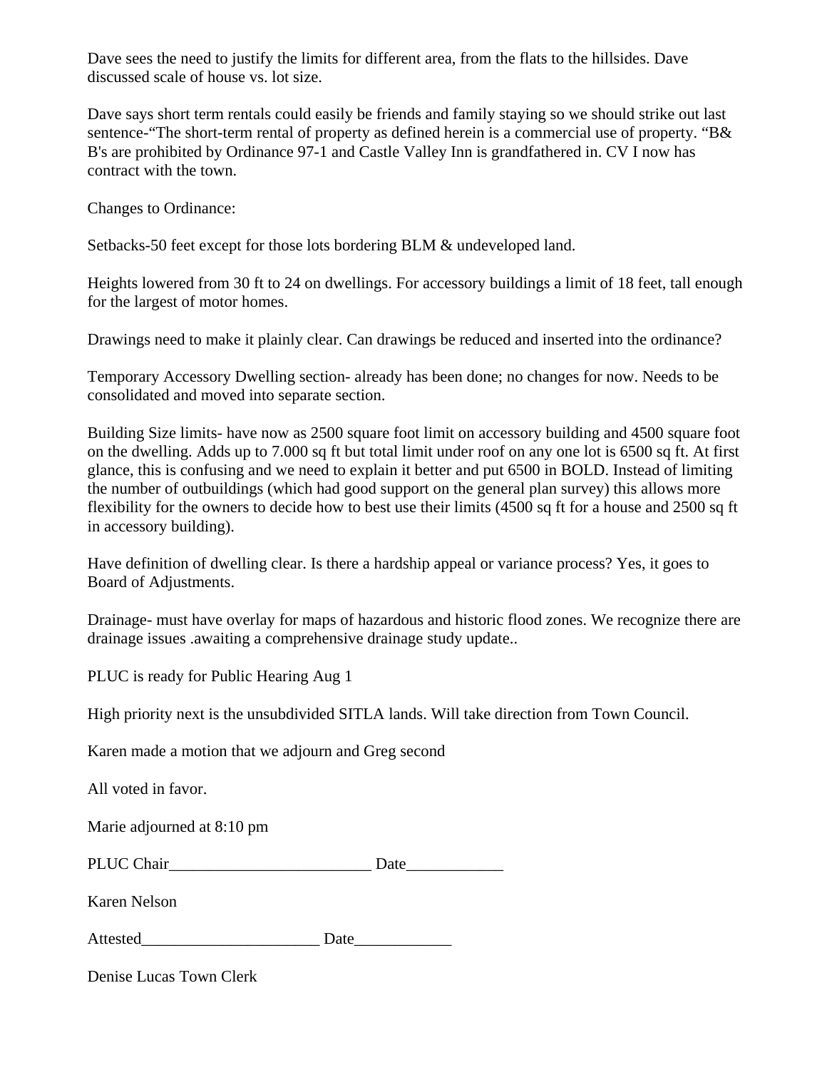Dave sees the need to justify the limits for different area, from the flats to the hillsides. Dave discussed scale of house vs. lot size.

Dave says short term rentals could easily be friends and family staying so we should strike out last sentence-"The short-term rental of property as defined herein is a commercial use of property. "B& B's are prohibited by Ordinance 97-1 and Castle Valley Inn is grandfathered in. CV I now has contract with the town.

Changes to Ordinance:

Setbacks-50 feet except for those lots bordering BLM & undeveloped land.

Heights lowered from 30 ft to 24 on dwellings. For accessory buildings a limit of 18 feet, tall enough for the largest of motor homes.

Drawings need to make it plainly clear. Can drawings be reduced and inserted into the ordinance?

Temporary Accessory Dwelling section- already has been done; no changes for now. Needs to be consolidated and moved into separate section.

Building Size limits- have now as 2500 square foot limit on accessory building and 4500 square foot on the dwelling. Adds up to 7.000 sq ft but total limit under roof on any one lot is 6500 sq ft. At first glance, this is confusing and we need to explain it better and put 6500 in BOLD. Instead of limiting the number of outbuildings (which had good support on the general plan survey) this allows more flexibility for the owners to decide how to best use their limits (4500 sq ft for a house and 2500 sq ft in accessory building).

Have definition of dwelling clear. Is there a hardship appeal or variance process? Yes, it goes to Board of Adjustments.

Drainage- must have overlay for maps of hazardous and historic flood zones. We recognize there are drainage issues .awaiting a comprehensive drainage study update..

PLUC is ready for Public Hearing Aug 1

High priority next is the unsubdivided SITLA lands. Will take direction from Town Council.

Karen made a motion that we adjourn and Greg second

All voted in favor.

Marie adjourned at 8:10 pm

PLUC Chair_________________________ Date____________

Karen Nelson

Attested______________________ Date____________

Denise Lucas Town Clerk